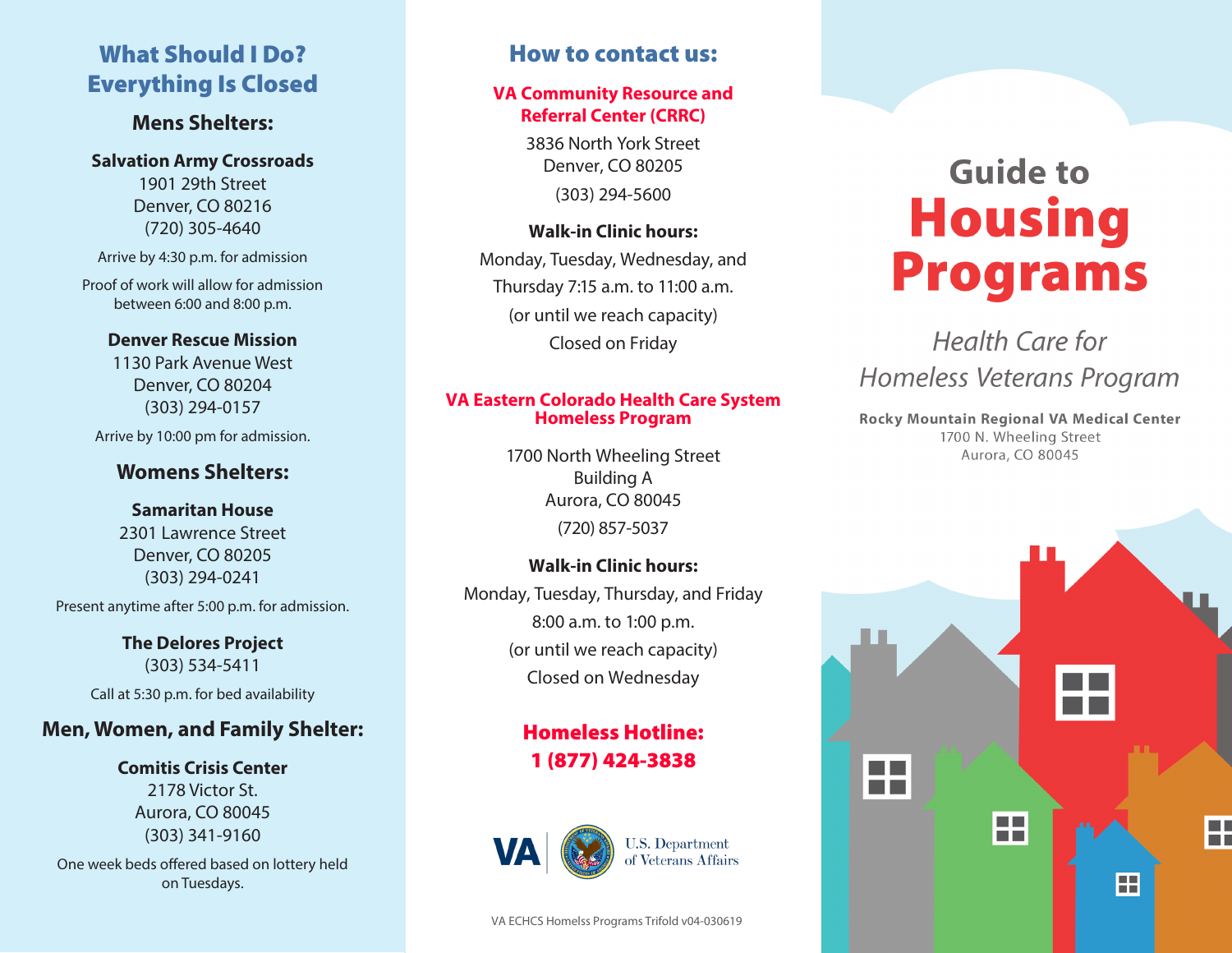## What Should I Do? Everything Is Closed

### Mens Shelters:

**Salvation Army Crossroads**
1901 29th Street
Denver, CO 80216
(720) 305-4640

Arrive by 4:30 p.m. for admission

Proof of work will allow for admission between 6:00 and 8:00 p.m.

**Denver Rescue Mission**
1130 Park Avenue West
Denver, CO 80204
(303) 294-0157

Arrive by 10:00 pm for admission.

### Womens Shelters:

**Samaritan House**
2301 Lawrence Street
Denver, CO 80205
(303) 294-0241

Present anytime after 5:00 p.m. for admission.

**The Delores Project**
(303) 534-5411

Call at 5:30 p.m. for bed availability

### Men, Women, and Family Shelter:

**Comitis Crisis Center**
2178 Victor St.
Aurora, CO 80045
(303) 341-9160

One week beds offered based on lottery held on Tuesdays.

## How to contact us:

**VA Community Resource and Referral Center (CRRC)**

3836 North York Street
Denver, CO 80205
(303) 294-5600

**Walk-in Clinic hours:**
Monday, Tuesday, Wednesday, and Thursday 7:15 a.m. to 11:00 a.m.
(or until we reach capacity)
Closed on Friday

**VA Eastern Colorado Health Care System Homeless Program**

1700 North Wheeling Street
Building A
Aurora, CO 80045
(720) 857-5037

**Walk-in Clinic hours:**
Monday, Tuesday, Thursday, and Friday
8:00 a.m. to 1:00 p.m.
(or until we reach capacity)
Closed on Wednesday

**Homeless Hotline:**
**1 (877) 424-3838**

VA | U.S. Department of Veterans Affairs

VA ECHCS Homelss Programs Trifold v04-030619

# Guide to Housing Programs

*Health Care for Homeless Veterans Program*

**Rocky Mountain Regional VA Medical Center**
1700 N. Wheeling Street
Aurora, CO 80045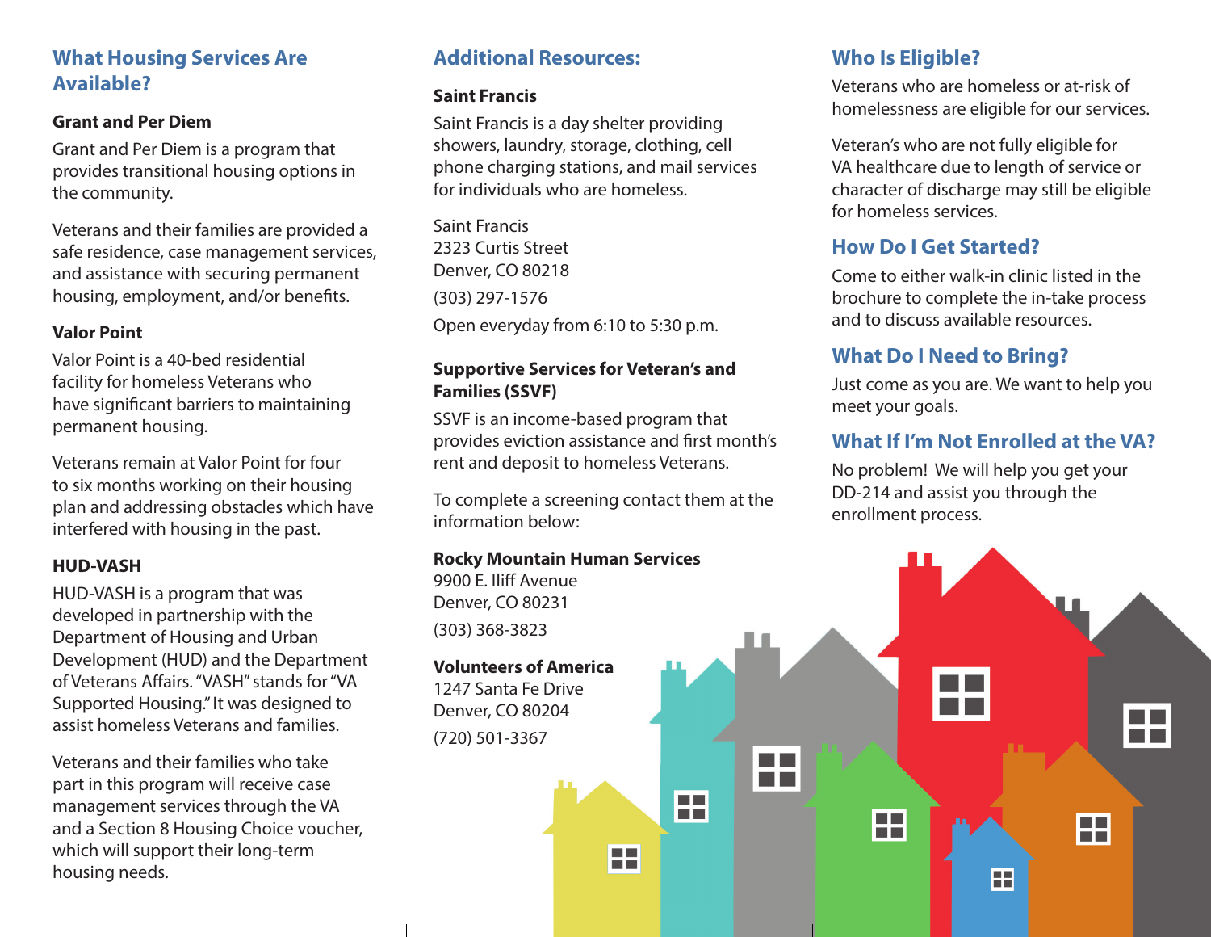## What Housing Services Are Available?

### Grant and Per Diem

Grant and Per Diem is a program that provides transitional housing options in the community.

Veterans and their families are provided a safe residence, case management services, and assistance with securing permanent housing, employment, and/or benefits.

### Valor Point

Valor Point is a 40-bed residential facility for homeless Veterans who have significant barriers to maintaining permanent housing.

Veterans remain at Valor Point for four to six months working on their housing plan and addressing obstacles which have interfered with housing in the past.

### HUD-VASH

HUD-VASH is a program that was developed in partnership with the Department of Housing and Urban Development (HUD) and the Department of Veterans Affairs. "VASH" stands for "VA Supported Housing." It was designed to assist homeless Veterans and families.

Veterans and their families who take part in this program will receive case management services through the VA and a Section 8 Housing Choice voucher, which will support their long-term housing needs.

## Additional Resources:

### Saint Francis

Saint Francis is a day shelter providing showers, laundry, storage, clothing, cell phone charging stations, and mail services for individuals who are homeless.

Saint Francis
2323 Curtis Street
Denver, CO 80218

(303) 297-1576

Open everyday from 6:10 to 5:30 p.m.

### Supportive Services for Veteran's and Families (SSVF)

SSVF is an income-based program that provides eviction assistance and first month's rent and deposit to homeless Veterans.

To complete a screening contact them at the information below:

**Rocky Mountain Human Services**
9900 E. Iliff Avenue
Denver, CO 80231

(303) 368-3823

**Volunteers of America**
1247 Santa Fe Drive
Denver, CO 80204

(720) 501-3367

## Who Is Eligible?

Veterans who are homeless or at-risk of homelessness are eligible for our services.

Veteran's who are not fully eligible for VA healthcare due to length of service or character of discharge may still be eligible for homeless services.

## How Do I Get Started?

Come to either walk-in clinic listed in the brochure to complete the in-take process and to discuss available resources.

## What Do I Need to Bring?

Just come as you are. We want to help you meet your goals.

## What If I'm Not Enrolled at the VA?

No problem! We will help you get your DD-214 and assist you through the enrollment process.